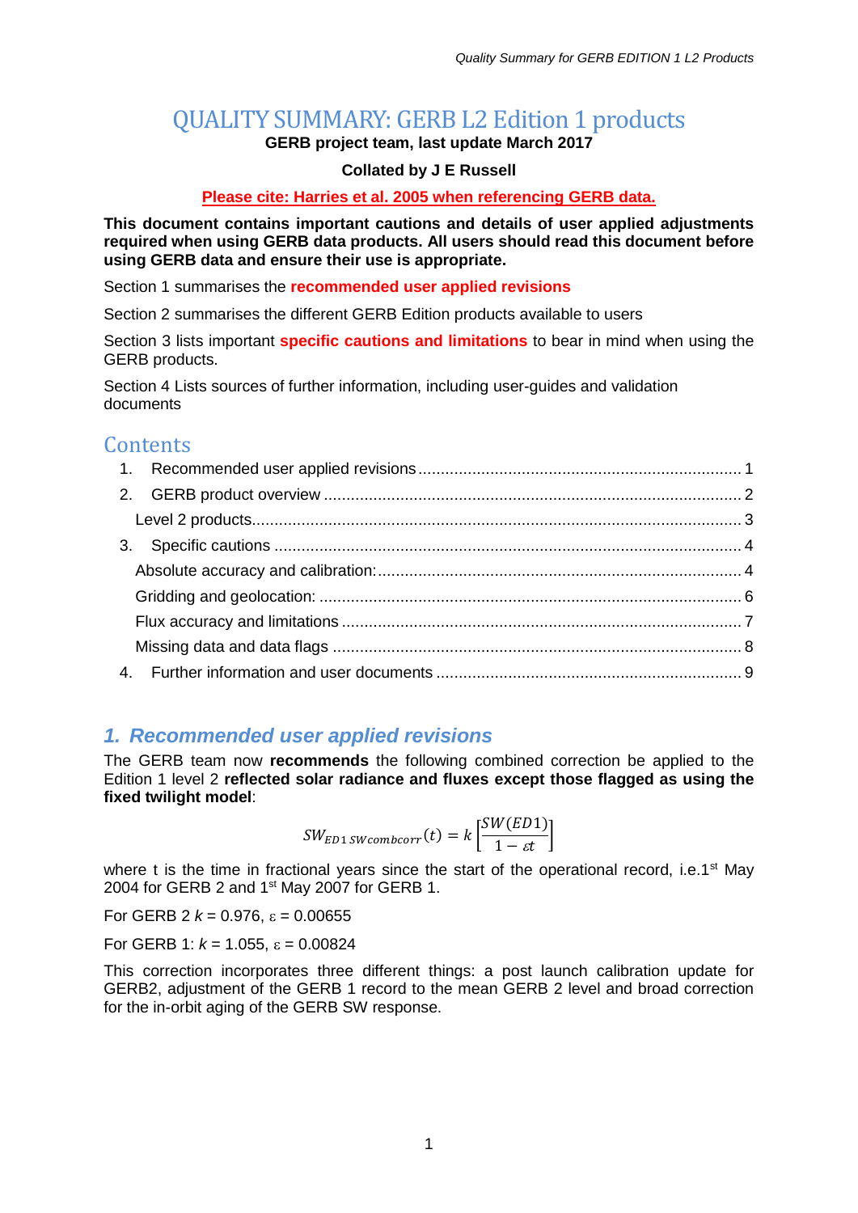# QUALITY SUMMARY: GERB L2 Edition 1 products

**GERB project team, last update March 2017**

**Collated by J E Russell**

**Please cite: Harries et al. 2005 when referencing GERB data.**

**This document contains important cautions and details of user applied adjustments required when using GERB data products. All users should read this document before using GERB data and ensure their use is appropriate.**

Section 1 summarises the **recommended user applied revisions**

Section 2 summarises the different GERB Edition products available to users

Section 3 lists important **specific cautions and limitations** to bear in mind when using the GERB products.

Section 4 Lists sources of further information, including user-guides and validation documents

## Contents

1. Recommended user applied revisions ........ 1
2. GERB product overview ........ 2
   Level 2 products ........ 3
3. Specific cautions ........ 4
   Absolute accuracy and calibration: ........ 4
   Gridding and geolocation: ........ 6
   Flux accuracy and limitations ........ 7
   Missing data and data flags ........ 8
4. Further information and user documents ........ 9

## *1. Recommended user applied revisions*

The GERB team now **recommends** the following combined correction be applied to the Edition 1 level 2 **reflected solar radiance and fluxes except those flagged as using the fixed twilight model**:

$$SW_{ED1\,SWcombcorr}(t) = k\left[\frac{SW(ED1)}{1-\varepsilon t}\right]$$

where t is the time in fractional years since the start of the operational record, i.e.1st May 2004 for GERB 2 and 1st May 2007 for GERB 1.

For GERB 2 $k$ = 0.976, $\varepsilon$ = 0.00655

For GERB 1: $k$ = 1.055, $\varepsilon$ = 0.00824

This correction incorporates three different things: a post launch calibration update for GERB2, adjustment of the GERB 1 record to the mean GERB 2 level and broad correction for the in-orbit aging of the GERB SW response.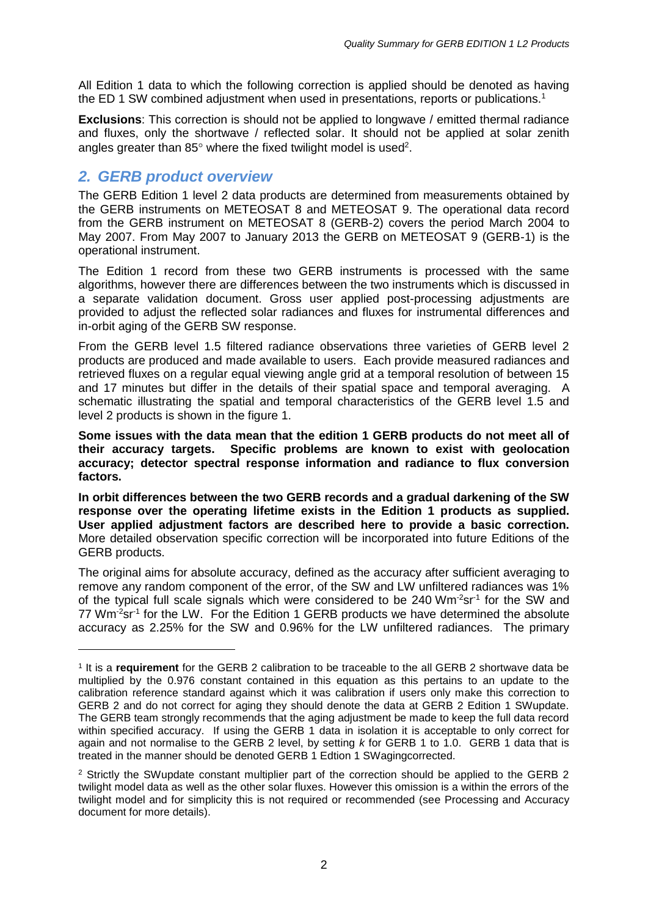All Edition 1 data to which the following correction is applied should be denoted as having the ED 1 SW combined adjustment when used in presentations, reports or publications.[1]

**Exclusions**: This correction is should not be applied to longwave / emitted thermal radiance and fluxes, only the shortwave / reflected solar. It should not be applied at solar zenith angles greater than 85° where the fixed twilight model is used[2].

## *2. GERB product overview*

The GERB Edition 1 level 2 data products are determined from measurements obtained by the GERB instruments on METEOSAT 8 and METEOSAT 9. The operational data record from the GERB instrument on METEOSAT 8 (GERB-2) covers the period March 2004 to May 2007. From May 2007 to January 2013 the GERB on METEOSAT 9 (GERB-1) is the operational instrument.

The Edition 1 record from these two GERB instruments is processed with the same algorithms, however there are differences between the two instruments which is discussed in a separate validation document. Gross user applied post-processing adjustments are provided to adjust the reflected solar radiances and fluxes for instrumental differences and in-orbit aging of the GERB SW response.

From the GERB level 1.5 filtered radiance observations three varieties of GERB level 2 products are produced and made available to users. Each provide measured radiances and retrieved fluxes on a regular equal viewing angle grid at a temporal resolution of between 15 and 17 minutes but differ in the details of their spatial space and temporal averaging. A schematic illustrating the spatial and temporal characteristics of the GERB level 1.5 and level 2 products is shown in the figure 1.

**Some issues with the data mean that the edition 1 GERB products do not meet all of their accuracy targets. Specific problems are known to exist with geolocation accuracy; detector spectral response information and radiance to flux conversion factors.**

**In orbit differences between the two GERB records and a gradual darkening of the SW response over the operating lifetime exists in the Edition 1 products as supplied. User applied adjustment factors are described here to provide a basic correction.** More detailed observation specific correction will be incorporated into future Editions of the GERB products.

The original aims for absolute accuracy, defined as the accuracy after sufficient averaging to remove any random component of the error, of the SW and LW unfiltered radiances was 1% of the typical full scale signals which were considered to be 240 $Wm^{-2}sr^{-1}$ for the SW and 77 $Wm^{-2}sr^{-1}$ for the LW. For the Edition 1 GERB products we have determined the absolute accuracy as 2.25% for the SW and 0.96% for the LW unfiltered radiances. The primary

---

[1] It is a **requirement** for the GERB 2 calibration to be traceable to the all GERB 2 shortwave data be multiplied by the 0.976 constant contained in this equation as this pertains to an update to the calibration reference standard against which it was calibration if users only make this correction to GERB 2 and do not correct for aging they should denote the data at GERB 2 Edition 1 SWupdate. The GERB team strongly recommends that the aging adjustment be made to keep the full data record within specified accuracy. If using the GERB 1 data in isolation it is acceptable to only correct for again and not normalise to the GERB 2 level, by setting $k$ for GERB 1 to 1.0. GERB 1 data that is treated in the manner should be denoted GERB 1 Edtion 1 SWagingcorrected.

[2] Strictly the SWupdate constant multiplier part of the correction should be applied to the GERB 2 twilight model data as well as the other solar fluxes. However this omission is a within the errors of the twilight model and for simplicity this is not required or recommended (see Processing and Accuracy document for more details).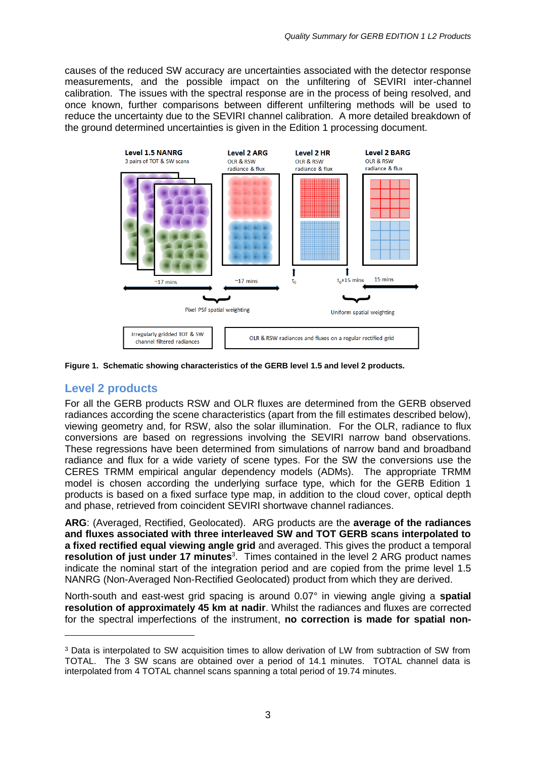causes of the reduced SW accuracy are uncertainties associated with the detector response measurements, and the possible impact on the unfiltering of SEVIRI inter-channel calibration. The issues with the spectral response are in the process of being resolved, and once known, further comparisons between different unfiltering methods will be used to reduce the uncertainty due to the SEVIRI channel calibration. A more detailed breakdown of the ground determined uncertainties is given in the Edition 1 processing document.

**Figure 1. Schematic showing characteristics of the GERB level 1.5 and level 2 products.**

## Level 2 products

For all the GERB products RSW and OLR fluxes are determined from the GERB observed radiances according the scene characteristics (apart from the fill estimates described below), viewing geometry and, for RSW, also the solar illumination. For the OLR, radiance to flux conversions are based on regressions involving the SEVIRI narrow band observations. These regressions have been determined from simulations of narrow band and broadband radiance and flux for a wide variety of scene types. For the SW the conversions use the CERES TRMM empirical angular dependency models (ADMs). The appropriate TRMM model is chosen according the underlying surface type, which for the GERB Edition 1 products is based on a fixed surface type map, in addition to the cloud cover, optical depth and phase, retrieved from coincident SEVIRI shortwave channel radiances.

**ARG**: (Averaged, Rectified, Geolocated). ARG products are the **average of the radiances and fluxes associated with three interleaved SW and TOT GERB scans interpolated to a fixed rectified equal viewing angle grid** and averaged. This gives the product a temporal **resolution of just under 17 minutes**[3]. Times contained in the level 2 ARG product names indicate the nominal start of the integration period and are copied from the prime level 1.5 NANRG (Non-Averaged Non-Rectified Geolocated) product from which they are derived.

North-south and east-west grid spacing is around 0.07° in viewing angle giving a **spatial resolution of approximately 45 km at nadir**. Whilst the radiances and fluxes are corrected for the spectral imperfections of the instrument, **no correction is made for spatial non-**

---

[3] Data is interpolated to SW acquisition times to allow derivation of LW from subtraction of SW from TOTAL. The 3 SW scans are obtained over a period of 14.1 minutes. TOTAL channel data is interpolated from 4 TOTAL channel scans spanning a total period of 19.74 minutes.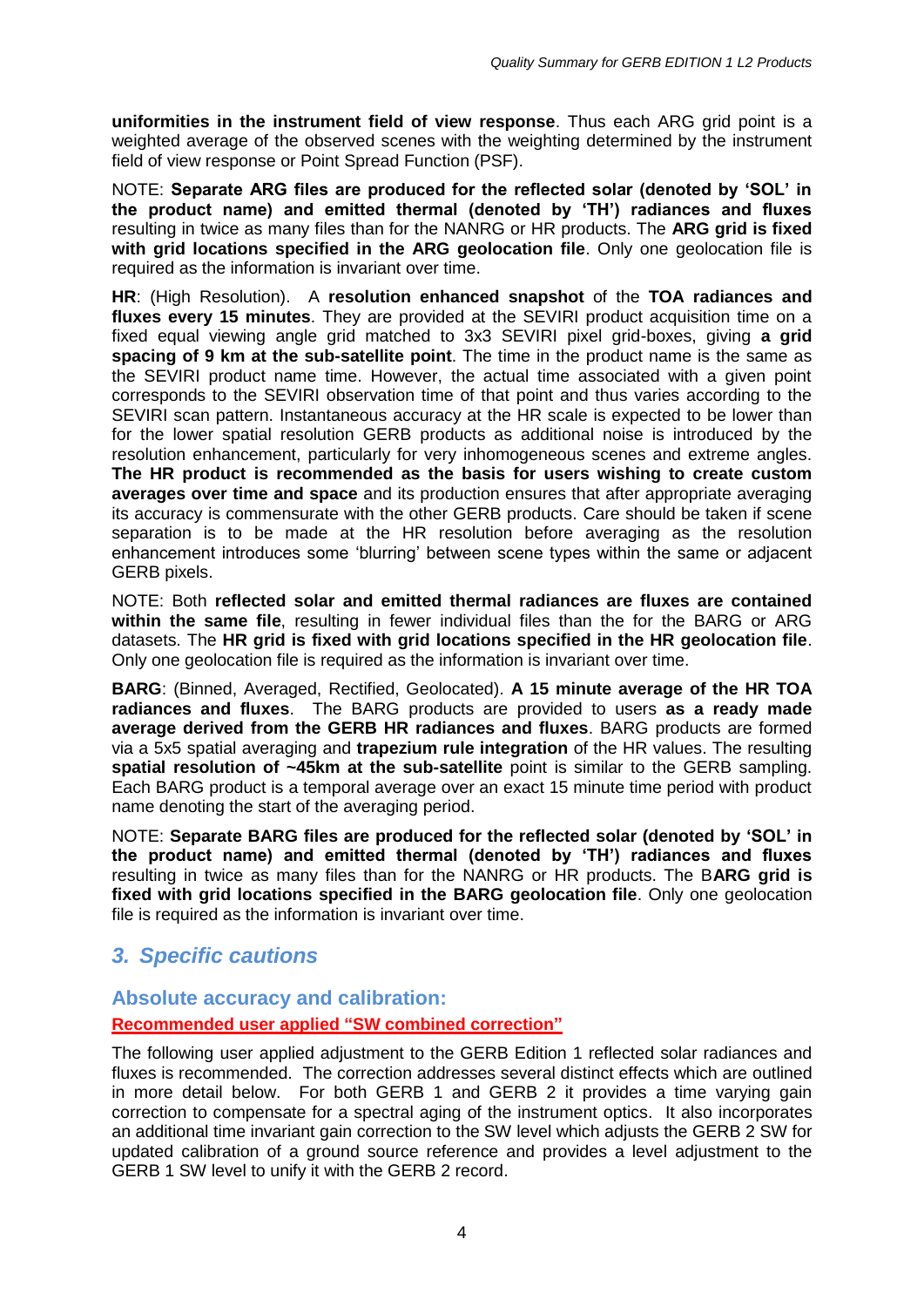**uniformities in the instrument field of view response**. Thus each ARG grid point is a weighted average of the observed scenes with the weighting determined by the instrument field of view response or Point Spread Function (PSF).

NOTE: **Separate ARG files are produced for the reflected solar (denoted by 'SOL' in the product name) and emitted thermal (denoted by 'TH') radiances and fluxes** resulting in twice as many files than for the NANRG or HR products. The **ARG grid is fixed with grid locations specified in the ARG geolocation file**. Only one geolocation file is required as the information is invariant over time.

**HR**: (High Resolution). A **resolution enhanced snapshot** of the **TOA radiances and fluxes every 15 minutes**. They are provided at the SEVIRI product acquisition time on a fixed equal viewing angle grid matched to 3x3 SEVIRI pixel grid-boxes, giving **a grid spacing of 9 km at the sub-satellite point**. The time in the product name is the same as the SEVIRI product name time. However, the actual time associated with a given point corresponds to the SEVIRI observation time of that point and thus varies according to the SEVIRI scan pattern. Instantaneous accuracy at the HR scale is expected to be lower than for the lower spatial resolution GERB products as additional noise is introduced by the resolution enhancement, particularly for very inhomogeneous scenes and extreme angles. **The HR product is recommended as the basis for users wishing to create custom averages over time and space** and its production ensures that after appropriate averaging its accuracy is commensurate with the other GERB products. Care should be taken if scene separation is to be made at the HR resolution before averaging as the resolution enhancement introduces some 'blurring' between scene types within the same or adjacent GERB pixels.

NOTE: Both **reflected solar and emitted thermal radiances are fluxes are contained within the same file**, resulting in fewer individual files than the for the BARG or ARG datasets. The **HR grid is fixed with grid locations specified in the HR geolocation file**. Only one geolocation file is required as the information is invariant over time.

**BARG**: (Binned, Averaged, Rectified, Geolocated). **A 15 minute average of the HR TOA radiances and fluxes**. The BARG products are provided to users **as a ready made average derived from the GERB HR radiances and fluxes**. BARG products are formed via a 5x5 spatial averaging and **trapezium rule integration** of the HR values. The resulting **spatial resolution of ~45km at the sub-satellite** point is similar to the GERB sampling. Each BARG product is a temporal average over an exact 15 minute time period with product name denoting the start of the averaging period.

NOTE: **Separate BARG files are produced for the reflected solar (denoted by 'SOL' in the product name) and emitted thermal (denoted by 'TH') radiances and fluxes** resulting in twice as many files than for the NANRG or HR products. The B**ARG grid is fixed with grid locations specified in the BARG geolocation file**. Only one geolocation file is required as the information is invariant over time.

## *3. Specific cautions*

### Absolute accuracy and calibration:

**Recommended user applied "SW combined correction"**

The following user applied adjustment to the GERB Edition 1 reflected solar radiances and fluxes is recommended. The correction addresses several distinct effects which are outlined in more detail below. For both GERB 1 and GERB 2 it provides a time varying gain correction to compensate for a spectral aging of the instrument optics. It also incorporates an additional time invariant gain correction to the SW level which adjusts the GERB 2 SW for updated calibration of a ground source reference and provides a level adjustment to the GERB 1 SW level to unify it with the GERB 2 record.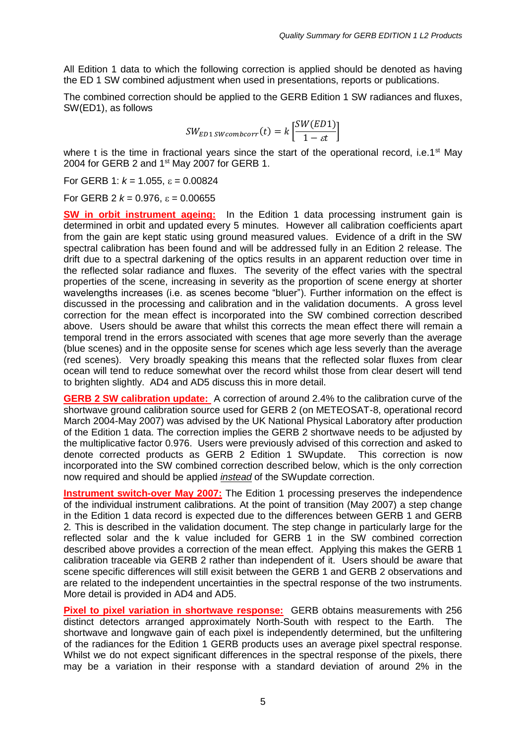All Edition 1 data to which the following correction is applied should be denoted as having the ED 1 SW combined adjustment when used in presentations, reports or publications.

The combined correction should be applied to the GERB Edition 1 SW radiances and fluxes, SW(ED1), as follows

$$SW_{ED1\,SWcombcorr}(t) = k\left[\frac{SW(ED1)}{1-\varepsilon t}\right]$$

where t is the time in fractional years since the start of the operational record, i.e.1st May 2004 for GERB 2 and 1st May 2007 for GERB 1.

For GERB 1: $k$ = 1.055, $\varepsilon$ = 0.00824

For GERB 2 $k$ = 0.976, $\varepsilon$ = 0.00655

**SW in orbit instrument ageing:** In the Edition 1 data processing instrument gain is determined in orbit and updated every 5 minutes. However all calibration coefficients apart from the gain are kept static using ground measured values. Evidence of a drift in the SW spectral calibration has been found and will be addressed fully in an Edition 2 release. The drift due to a spectral darkening of the optics results in an apparent reduction over time in the reflected solar radiance and fluxes. The severity of the effect varies with the spectral properties of the scene, increasing in severity as the proportion of scene energy at shorter wavelengths increases (i.e. as scenes become "bluer"). Further information on the effect is discussed in the processing and calibration and in the validation documents. A gross level correction for the mean effect is incorporated into the SW combined correction described above. Users should be aware that whilst this corrects the mean effect there will remain a temporal trend in the errors associated with scenes that age more severly than the average (blue scenes) and in the opposite sense for scenes which age less severly than the average (red scenes). Very broadly speaking this means that the reflected solar fluxes from clear ocean will tend to reduce somewhat over the record whilst those from clear desert will tend to brighten slightly. AD4 and AD5 discuss this in more detail.

**GERB 2 SW calibration update:** A correction of around 2.4% to the calibration curve of the shortwave ground calibration source used for GERB 2 (on METEOSAT-8, operational record March 2004-May 2007) was advised by the UK National Physical Laboratory after production of the Edition 1 data. The correction implies the GERB 2 shortwave needs to be adjusted by the multiplicative factor 0.976. Users were previously advised of this correction and asked to denote corrected products as GERB 2 Edition 1 SWupdate. This correction is now incorporated into the SW combined correction described below, which is the only correction now required and should be applied *instead* of the SWupdate correction.

**Instrument switch-over May 2007:** The Edition 1 processing preserves the independence of the individual instrument calibrations. At the point of transition (May 2007) a step change in the Edition 1 data record is expected due to the differences between GERB 1 and GERB 2. This is described in the validation document. The step change in particularly large for the reflected solar and the k value included for GERB 1 in the SW combined correction described above provides a correction of the mean effect. Applying this makes the GERB 1 calibration traceable via GERB 2 rather than independent of it. Users should be aware that scene specific differences will still exisit between the GERB 1 and GERB 2 observations and are related to the independent uncertainties in the spectral response of the two instruments. More detail is provided in AD4 and AD5.

**Pixel to pixel variation in shortwave response:** GERB obtains measurements with 256 distinct detectors arranged approximately North-South with respect to the Earth. The shortwave and longwave gain of each pixel is independently determined, but the unfiltering of the radiances for the Edition 1 GERB products uses an average pixel spectral response. Whilst we do not expect significant differences in the spectral response of the pixels, there may be a variation in their response with a standard deviation of around 2% in the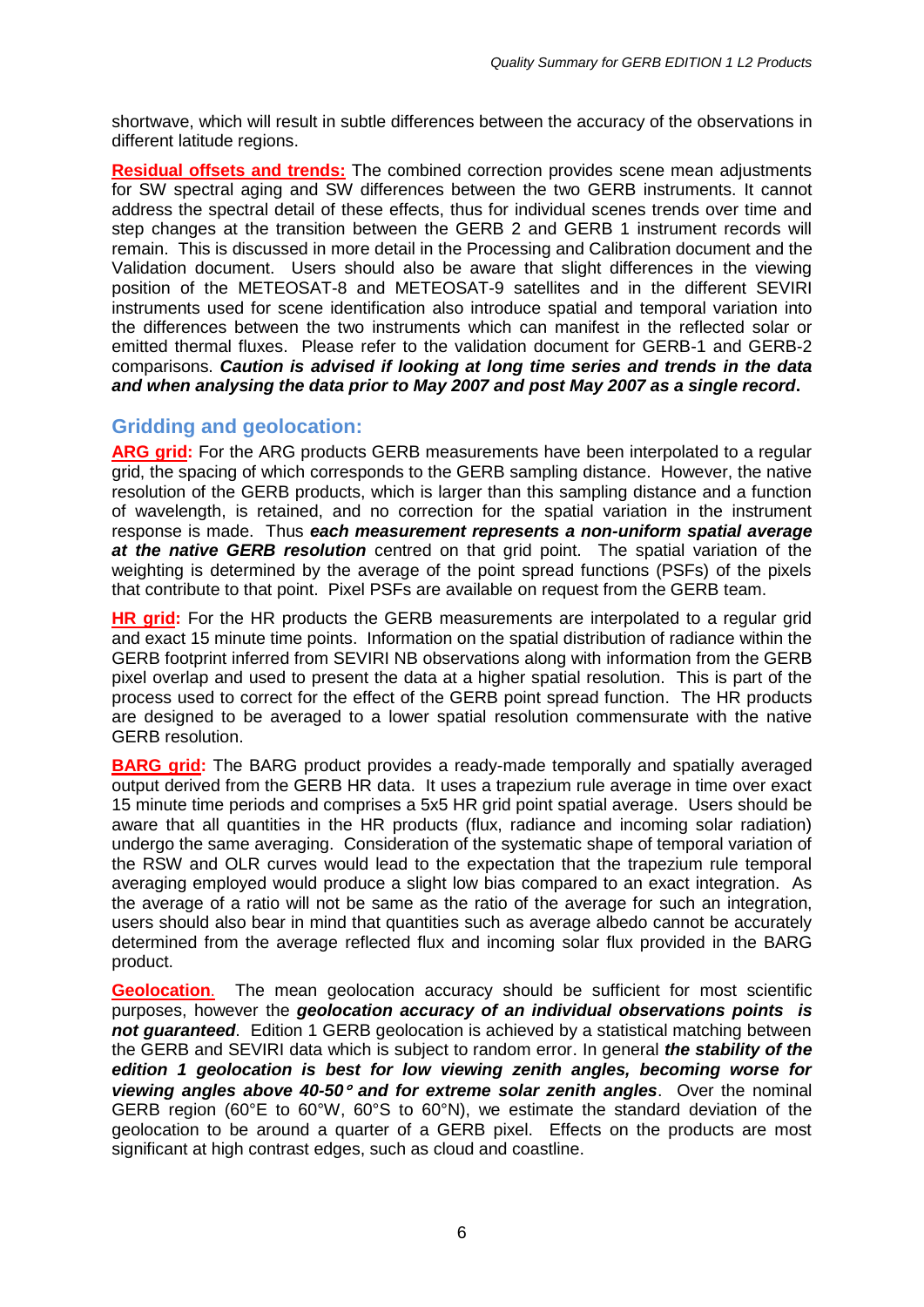shortwave, which will result in subtle differences between the accuracy of the observations in different latitude regions.

**Residual offsets and trends:** The combined correction provides scene mean adjustments for SW spectral aging and SW differences between the two GERB instruments. It cannot address the spectral detail of these effects, thus for individual scenes trends over time and step changes at the transition between the GERB 2 and GERB 1 instrument records will remain. This is discussed in more detail in the Processing and Calibration document and the Validation document. Users should also be aware that slight differences in the viewing position of the METEOSAT-8 and METEOSAT-9 satellites and in the different SEVIRI instruments used for scene identification also introduce spatial and temporal variation into the differences between the two instruments which can manifest in the reflected solar or emitted thermal fluxes. Please refer to the validation document for GERB-1 and GERB-2 comparisons. ***Caution is advised if looking at long time series and trends in the data and when analysing the data prior to May 2007 and post May 2007 as a single record*.**

## Gridding and geolocation:

**ARG grid:** For the ARG products GERB measurements have been interpolated to a regular grid, the spacing of which corresponds to the GERB sampling distance. However, the native resolution of the GERB products, which is larger than this sampling distance and a function of wavelength, is retained, and no correction for the spatial variation in the instrument response is made. Thus ***each measurement represents a non-uniform spatial average at the native GERB resolution*** centred on that grid point. The spatial variation of the weighting is determined by the average of the point spread functions (PSFs) of the pixels that contribute to that point. Pixel PSFs are available on request from the GERB team.

**HR grid:** For the HR products the GERB measurements are interpolated to a regular grid and exact 15 minute time points. Information on the spatial distribution of radiance within the GERB footprint inferred from SEVIRI NB observations along with information from the GERB pixel overlap and used to present the data at a higher spatial resolution. This is part of the process used to correct for the effect of the GERB point spread function. The HR products are designed to be averaged to a lower spatial resolution commensurate with the native GERB resolution.

**BARG grid:** The BARG product provides a ready-made temporally and spatially averaged output derived from the GERB HR data. It uses a trapezium rule average in time over exact 15 minute time periods and comprises a 5x5 HR grid point spatial average. Users should be aware that all quantities in the HR products (flux, radiance and incoming solar radiation) undergo the same averaging. Consideration of the systematic shape of temporal variation of the RSW and OLR curves would lead to the expectation that the trapezium rule temporal averaging employed would produce a slight low bias compared to an exact integration. As the average of a ratio will not be same as the ratio of the average for such an integration, users should also bear in mind that quantities such as average albedo cannot be accurately determined from the average reflected flux and incoming solar flux provided in the BARG product.

**Geolocation**. The mean geolocation accuracy should be sufficient for most scientific purposes, however the ***geolocation accuracy of an individual observations points is not guaranteed***. Edition 1 GERB geolocation is achieved by a statistical matching between the GERB and SEVIRI data which is subject to random error. In general ***the stability of the edition 1 geolocation is best for low viewing zenith angles, becoming worse for viewing angles above 40-50° and for extreme solar zenith angles***. Over the nominal GERB region (60°E to 60°W, 60°S to 60°N), we estimate the standard deviation of the geolocation to be around a quarter of a GERB pixel. Effects on the products are most significant at high contrast edges, such as cloud and coastline.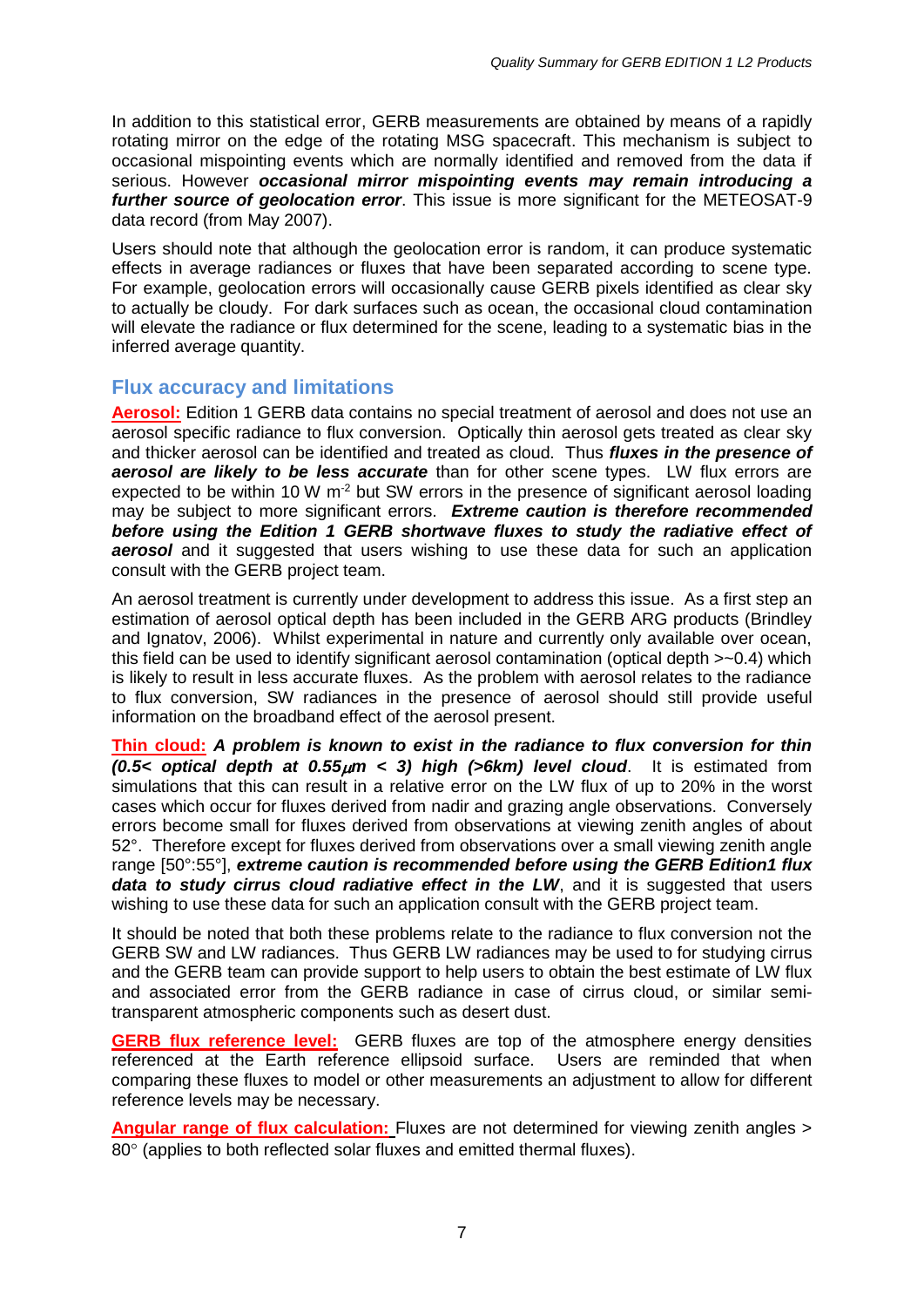In addition to this statistical error, GERB measurements are obtained by means of a rapidly rotating mirror on the edge of the rotating MSG spacecraft. This mechanism is subject to occasional mispointing events which are normally identified and removed from the data if serious. However ***occasional mirror mispointing events may remain introducing a further source of geolocation error***. This issue is more significant for the METEOSAT-9 data record (from May 2007).

Users should note that although the geolocation error is random, it can produce systematic effects in average radiances or fluxes that have been separated according to scene type. For example, geolocation errors will occasionally cause GERB pixels identified as clear sky to actually be cloudy. For dark surfaces such as ocean, the occasional cloud contamination will elevate the radiance or flux determined for the scene, leading to a systematic bias in the inferred average quantity.

## Flux accuracy and limitations

**Aerosol:** Edition 1 GERB data contains no special treatment of aerosol and does not use an aerosol specific radiance to flux conversion. Optically thin aerosol gets treated as clear sky and thicker aerosol can be identified and treated as cloud. Thus ***fluxes in the presence of aerosol are likely to be less accurate*** than for other scene types. LW flux errors are expected to be within 10 W $m^{-2}$ but SW errors in the presence of significant aerosol loading may be subject to more significant errors. ***Extreme caution is therefore recommended before using the Edition 1 GERB shortwave fluxes to study the radiative effect of aerosol*** and it suggested that users wishing to use these data for such an application consult with the GERB project team.

An aerosol treatment is currently under development to address this issue. As a first step an estimation of aerosol optical depth has been included in the GERB ARG products (Brindley and Ignatov, 2006). Whilst experimental in nature and currently only available over ocean, this field can be used to identify significant aerosol contamination (optical depth >~0.4) which is likely to result in less accurate fluxes. As the problem with aerosol relates to the radiance to flux conversion, SW radiances in the presence of aerosol should still provide useful information on the broadband effect of the aerosol present.

**Thin cloud:** ***A problem is known to exist in the radiance to flux conversion for thin (0.5< optical depth at 0.55μm < 3) high (>6km) level cloud***. It is estimated from simulations that this can result in a relative error on the LW flux of up to 20% in the worst cases which occur for fluxes derived from nadir and grazing angle observations. Conversely errors become small for fluxes derived from observations at viewing zenith angles of about 52°. Therefore except for fluxes derived from observations over a small viewing zenith angle range [50°:55°], ***extreme caution is recommended before using the GERB Edition1 flux data to study cirrus cloud radiative effect in the LW***, and it is suggested that users wishing to use these data for such an application consult with the GERB project team.

It should be noted that both these problems relate to the radiance to flux conversion not the GERB SW and LW radiances. Thus GERB LW radiances may be used to for studying cirrus and the GERB team can provide support to help users to obtain the best estimate of LW flux and associated error from the GERB radiance in case of cirrus cloud, or similar semi-transparent atmospheric components such as desert dust.

**GERB flux reference level:** GERB fluxes are top of the atmosphere energy densities referenced at the Earth reference ellipsoid surface. Users are reminded that when comparing these fluxes to model or other measurements an adjustment to allow for different reference levels may be necessary.

**Angular range of flux calculation:** Fluxes are not determined for viewing zenith angles > 80° (applies to both reflected solar fluxes and emitted thermal fluxes).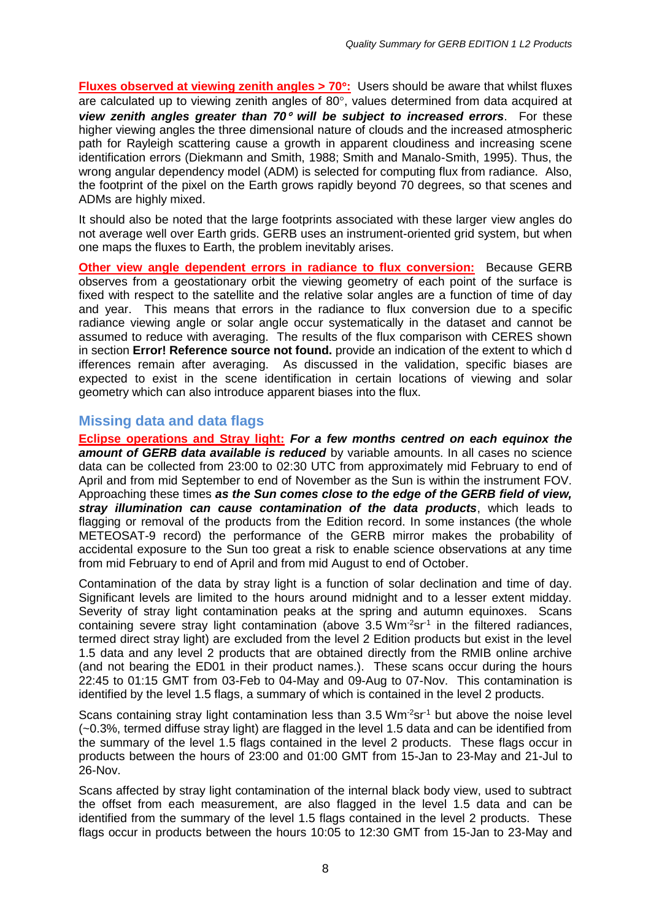**Fluxes observed at viewing zenith angles > 70°:** Users should be aware that whilst fluxes are calculated up to viewing zenith angles of 80°, values determined from data acquired at ***view zenith angles greater than 70° will be subject to increased errors***. For these higher viewing angles the three dimensional nature of clouds and the increased atmospheric path for Rayleigh scattering cause a growth in apparent cloudiness and increasing scene identification errors (Diekmann and Smith, 1988; Smith and Manalo-Smith, 1995). Thus, the wrong angular dependency model (ADM) is selected for computing flux from radiance. Also, the footprint of the pixel on the Earth grows rapidly beyond 70 degrees, so that scenes and ADMs are highly mixed.

It should also be noted that the large footprints associated with these larger view angles do not average well over Earth grids. GERB uses an instrument-oriented grid system, but when one maps the fluxes to Earth, the problem inevitably arises.

**Other view angle dependent errors in radiance to flux conversion:** Because GERB observes from a geostationary orbit the viewing geometry of each point of the surface is fixed with respect to the satellite and the relative solar angles are a function of time of day and year. This means that errors in the radiance to flux conversion due to a specific radiance viewing angle or solar angle occur systematically in the dataset and cannot be assumed to reduce with averaging. The results of the flux comparison with CERES shown in section **Error! Reference source not found.** provide an indication of the extent to which d ifferences remain after averaging. As discussed in the validation, specific biases are expected to exist in the scene identification in certain locations of viewing and solar geometry which can also introduce apparent biases into the flux.

## Missing data and data flags

**Eclipse operations and Stray light:** ***For a few months centred on each equinox the amount of GERB data available is reduced*** by variable amounts. In all cases no science data can be collected from 23:00 to 02:30 UTC from approximately mid February to end of April and from mid September to end of November as the Sun is within the instrument FOV. Approaching these times ***as the Sun comes close to the edge of the GERB field of view, stray illumination can cause contamination of the data products***, which leads to flagging or removal of the products from the Edition record. In some instances (the whole METEOSAT-9 record) the performance of the GERB mirror makes the probability of accidental exposure to the Sun too great a risk to enable science observations at any time from mid February to end of April and from mid August to end of October.

Contamination of the data by stray light is a function of solar declination and time of day. Significant levels are limited to the hours around midnight and to a lesser extent midday. Severity of stray light contamination peaks at the spring and autumn equinoxes. Scans containing severe stray light contamination (above 3.5 $Wm^{-2}sr^{-1}$ in the filtered radiances, termed direct stray light) are excluded from the level 2 Edition products but exist in the level 1.5 data and any level 2 products that are obtained directly from the RMIB online archive (and not bearing the ED01 in their product names.). These scans occur during the hours 22:45 to 01:15 GMT from 03-Feb to 04-May and 09-Aug to 07-Nov. This contamination is identified by the level 1.5 flags, a summary of which is contained in the level 2 products.

Scans containing stray light contamination less than 3.5 $Wm^{-2}sr^{-1}$ but above the noise level (~0.3%, termed diffuse stray light) are flagged in the level 1.5 data and can be identified from the summary of the level 1.5 flags contained in the level 2 products. These flags occur in products between the hours of 23:00 and 01:00 GMT from 15-Jan to 23-May and 21-Jul to 26-Nov.

Scans affected by stray light contamination of the internal black body view, used to subtract the offset from each measurement, are also flagged in the level 1.5 data and can be identified from the summary of the level 1.5 flags contained in the level 2 products. These flags occur in products between the hours 10:05 to 12:30 GMT from 15-Jan to 23-May and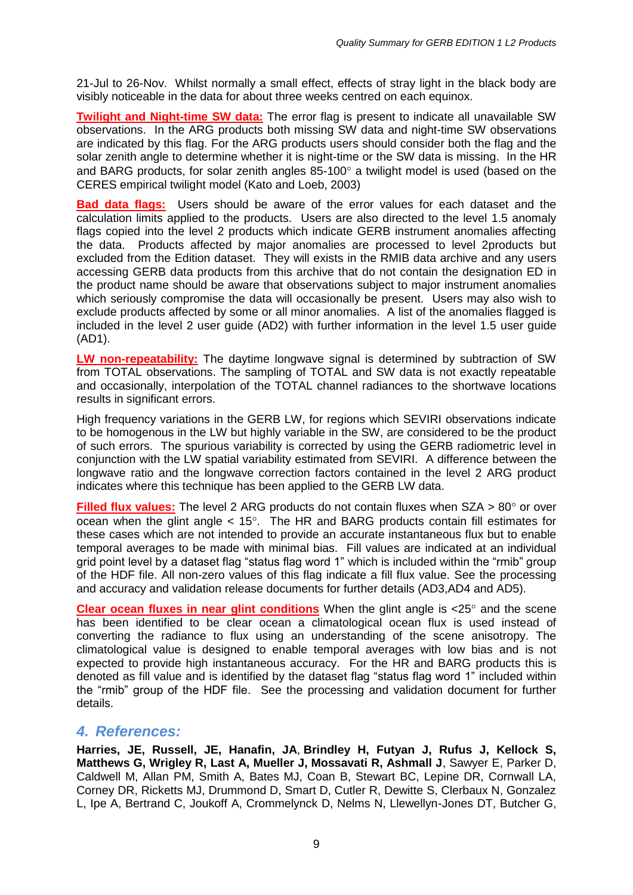21-Jul to 26-Nov. Whilst normally a small effect, effects of stray light in the black body are visibly noticeable in the data for about three weeks centred on each equinox.

**Twilight and Night-time SW data:** The error flag is present to indicate all unavailable SW observations. In the ARG products both missing SW data and night-time SW observations are indicated by this flag. For the ARG products users should consider both the flag and the solar zenith angle to determine whether it is night-time or the SW data is missing. In the HR and BARG products, for solar zenith angles 85-100° a twilight model is used (based on the CERES empirical twilight model (Kato and Loeb, 2003)

**Bad data flags:** Users should be aware of the error values for each dataset and the calculation limits applied to the products. Users are also directed to the level 1.5 anomaly flags copied into the level 2 products which indicate GERB instrument anomalies affecting the data. Products affected by major anomalies are processed to level 2products but excluded from the Edition dataset. They will exists in the RMIB data archive and any users accessing GERB data products from this archive that do not contain the designation ED in the product name should be aware that observations subject to major instrument anomalies which seriously compromise the data will occasionally be present. Users may also wish to exclude products affected by some or all minor anomalies. A list of the anomalies flagged is included in the level 2 user guide (AD2) with further information in the level 1.5 user guide (AD1).

**LW non-repeatability:** The daytime longwave signal is determined by subtraction of SW from TOTAL observations. The sampling of TOTAL and SW data is not exactly repeatable and occasionally, interpolation of the TOTAL channel radiances to the shortwave locations results in significant errors.

High frequency variations in the GERB LW, for regions which SEVIRI observations indicate to be homogenous in the LW but highly variable in the SW, are considered to be the product of such errors. The spurious variability is corrected by using the GERB radiometric level in conjunction with the LW spatial variability estimated from SEVIRI. A difference between the longwave ratio and the longwave correction factors contained in the level 2 ARG product indicates where this technique has been applied to the GERB LW data.

**Filled flux values:** The level 2 ARG products do not contain fluxes when SZA > 80° or over ocean when the glint angle < 15°. The HR and BARG products contain fill estimates for these cases which are not intended to provide an accurate instantaneous flux but to enable temporal averages to be made with minimal bias. Fill values are indicated at an individual grid point level by a dataset flag “status flag word 1” which is included within the “rmib” group of the HDF file. All non-zero values of this flag indicate a fill flux value. See the processing and accuracy and validation release documents for further details (AD3,AD4 and AD5).

**Clear ocean fluxes in near glint conditions** When the glint angle is <25° and the scene has been identified to be clear ocean a climatological ocean flux is used instead of converting the radiance to flux using an understanding of the scene anisotropy. The climatological value is designed to enable temporal averages with low bias and is not expected to provide high instantaneous accuracy. For the HR and BARG products this is denoted as fill value and is identified by the dataset flag “status flag word 1” included within the “rmib” group of the HDF file. See the processing and validation document for further details.

## *4. References:*

**Harries, JE, Russell, JE, Hanafin, JA**, **Brindley H, Futyan J, Rufus J, Kellock S, Matthews G, Wrigley R, Last A, Mueller J, Mossavati R, Ashmall J**, Sawyer E, Parker D, Caldwell M, Allan PM, Smith A, Bates MJ, Coan B, Stewart BC, Lepine DR, Cornwall LA, Corney DR, Ricketts MJ, Drummond D, Smart D, Cutler R, Dewitte S, Clerbaux N, Gonzalez L, Ipe A, Bertrand C, Joukoff A, Crommelynck D, Nelms N, Llewellyn-Jones DT, Butcher G,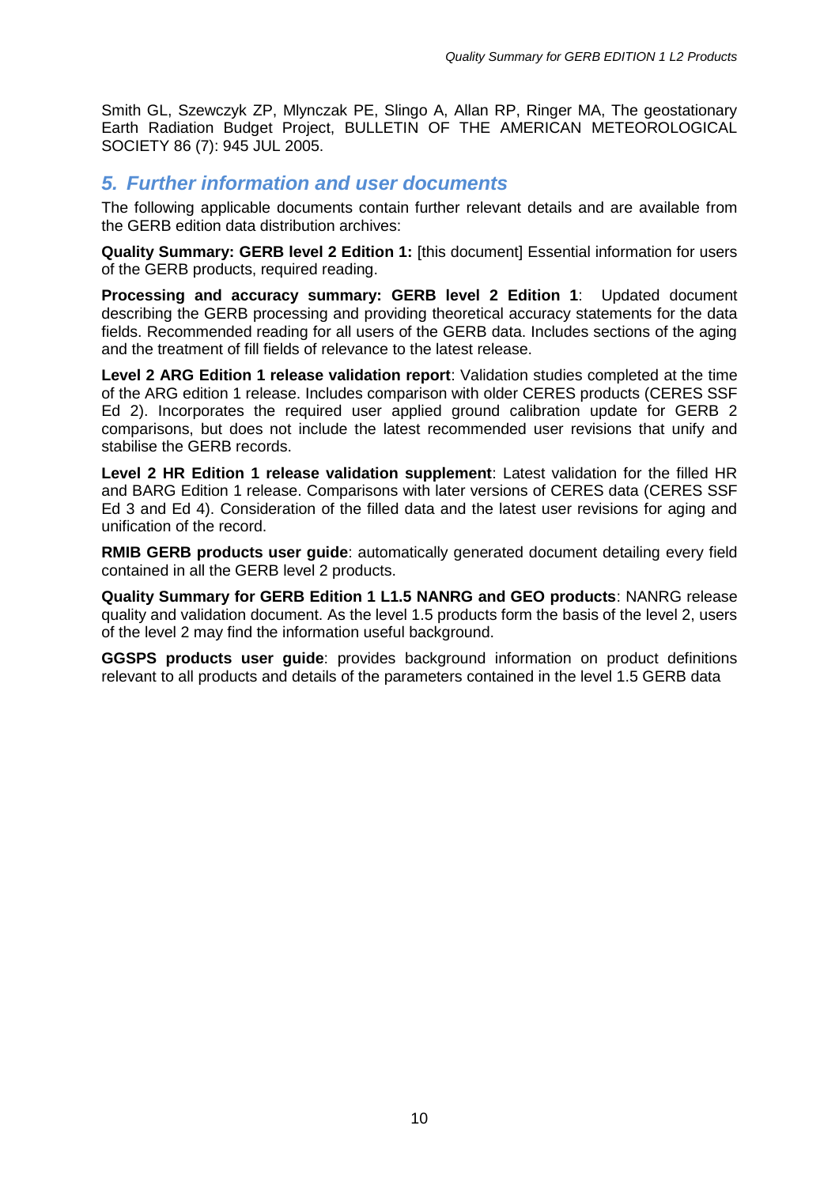Smith GL, Szewczyk ZP, Mlynczak PE, Slingo A, Allan RP, Ringer MA, The geostationary Earth Radiation Budget Project, BULLETIN OF THE AMERICAN METEOROLOGICAL SOCIETY 86 (7): 945 JUL 2005.

## *5. Further information and user documents*

The following applicable documents contain further relevant details and are available from the GERB edition data distribution archives:

**Quality Summary: GERB level 2 Edition 1:** [this document] Essential information for users of the GERB products, required reading.

**Processing and accuracy summary: GERB level 2 Edition 1**: Updated document describing the GERB processing and providing theoretical accuracy statements for the data fields. Recommended reading for all users of the GERB data. Includes sections of the aging and the treatment of fill fields of relevance to the latest release.

**Level 2 ARG Edition 1 release validation report**: Validation studies completed at the time of the ARG edition 1 release. Includes comparison with older CERES products (CERES SSF Ed 2). Incorporates the required user applied ground calibration update for GERB 2 comparisons, but does not include the latest recommended user revisions that unify and stabilise the GERB records.

**Level 2 HR Edition 1 release validation supplement**: Latest validation for the filled HR and BARG Edition 1 release. Comparisons with later versions of CERES data (CERES SSF Ed 3 and Ed 4). Consideration of the filled data and the latest user revisions for aging and unification of the record.

**RMIB GERB products user guide**: automatically generated document detailing every field contained in all the GERB level 2 products.

**Quality Summary for GERB Edition 1 L1.5 NANRG and GEO products**: NANRG release quality and validation document. As the level 1.5 products form the basis of the level 2, users of the level 2 may find the information useful background.

**GGSPS products user guide**: provides background information on product definitions relevant to all products and details of the parameters contained in the level 1.5 GERB data